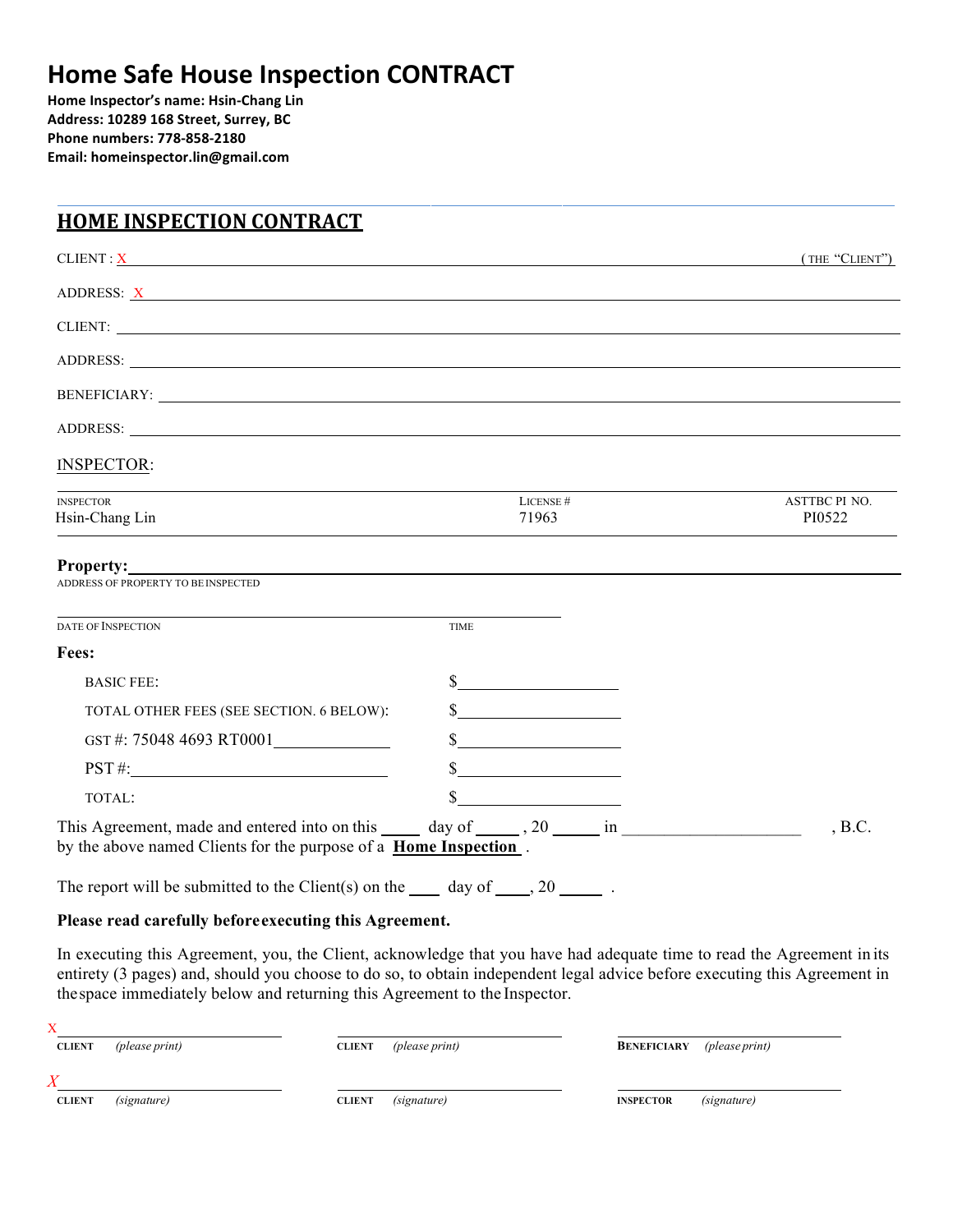# Home Safe House Inspection CONTRACT

**Home Inspector's name: Hsin-Chang Lin**
**Address: 10289 168 Street, Surrey, BC**
**Phone numbers: 778-858-2180**
**Email: homeinspector.lin@gmail.com**

## HOME INSPECTION CONTRACT

CLIENT : X ______________________________ (THE "CLIENT")

ADDRESS: X ______________________________

CLIENT: ______________________________

ADDRESS: ______________________________

BENEFICIARY: ______________________________

ADDRESS: ______________________________

INSPECTOR:

| INSPECTOR | LICENSE # | ASTTBC PI NO. |
|---|---|---|
| Hsin-Chang Lin | 71963 | PI0522 |

**Property:** ______________________________
ADDRESS OF PROPERTY TO BE INSPECTED

______________________________
DATE OF INSPECTION TIME

**Fees:**

| | |
|---|---|
| BASIC FEE: | $____________ |
| TOTAL OTHER FEES (SEE SECTION. 6 BELOW): | $____________ |
| GST #: 75048 4693 RT0001 | $____________ |
| PST #: ____________ | $____________ |
| TOTAL: | $____________ |

This Agreement, made and entered into on this _____ day of _____ , 20 _____ in ____________________ , B.C. by the above named Clients for the purpose of a **Home Inspection** .

The report will be submitted to the Client(s) on the ____ day of ____, 20 _____ .

**Please read carefully before executing this Agreement.**

In executing this Agreement, you, the Client, acknowledge that you have had adequate time to read the Agreement in its entirety (3 pages) and, should you choose to do so, to obtain independent legal advice before executing this Agreement in the space immediately below and returning this Agreement to the Inspector.

| | | |
|---|---|---|
| X____________________ | ____________________ | ____________________ |
| **CLIENT** *(please print)* | **CLIENT** *(please print)* | **BENEFICIARY** *(please print)* |
| *X*____________________ | ____________________ | ____________________ |
| **CLIENT** *(signature)* | **CLIENT** *(signature)* | **INSPECTOR** *(signature)* |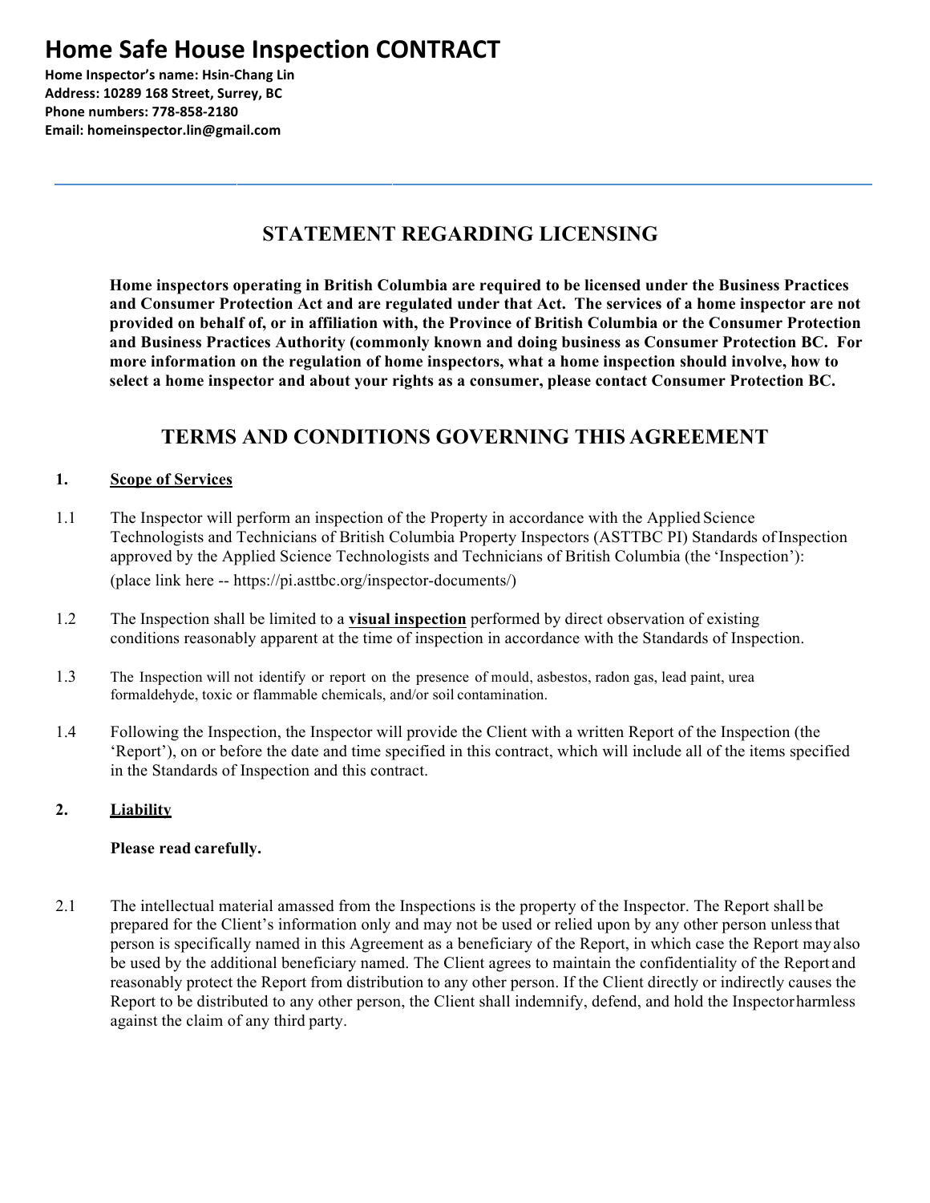# Home Safe House Inspection CONTRACT

**Home Inspector's name: Hsin-Chang Lin**
**Address: 10289 168 Street, Surrey, BC**
**Phone numbers: 778-858-2180**
**Email: homeinspector.lin@gmail.com**

---

## STATEMENT REGARDING LICENSING

**Home inspectors operating in British Columbia are required to be licensed under the Business Practices and Consumer Protection Act and are regulated under that Act. The services of a home inspector are not provided on behalf of, or in affiliation with, the Province of British Columbia or the Consumer Protection and Business Practices Authority (commonly known and doing business as Consumer Protection BC. For more information on the regulation of home inspectors, what a home inspection should involve, how to select a home inspector and about your rights as a consumer, please contact Consumer Protection BC.**

## TERMS AND CONDITIONS GOVERNING THIS AGREEMENT

### 1. Scope of Services

1.1 The Inspector will perform an inspection of the Property in accordance with the Applied Science Technologists and Technicians of British Columbia Property Inspectors (ASTTBC PI) Standards of Inspection approved by the Applied Science Technologists and Technicians of British Columbia (the 'Inspection'): (place link here -- https://pi.asttbc.org/inspector-documents/)

1.2 The Inspection shall be limited to a **visual inspection** performed by direct observation of existing conditions reasonably apparent at the time of inspection in accordance with the Standards of Inspection.

1.3 The Inspection will not identify or report on the presence of mould, asbestos, radon gas, lead paint, urea formaldehyde, toxic or flammable chemicals, and/or soil contamination.

1.4 Following the Inspection, the Inspector will provide the Client with a written Report of the Inspection (the 'Report'), on or before the date and time specified in this contract, which will include all of the items specified in the Standards of Inspection and this contract.

### 2. Liability

**Please read carefully.**

2.1 The intellectual material amassed from the Inspections is the property of the Inspector. The Report shall be prepared for the Client's information only and may not be used or relied upon by any other person unless that person is specifically named in this Agreement as a beneficiary of the Report, in which case the Report may also be used by the additional beneficiary named. The Client agrees to maintain the confidentiality of the Report and reasonably protect the Report from distribution to any other person. If the Client directly or indirectly causes the Report to be distributed to any other person, the Client shall indemnify, defend, and hold the Inspector harmless against the claim of any third party.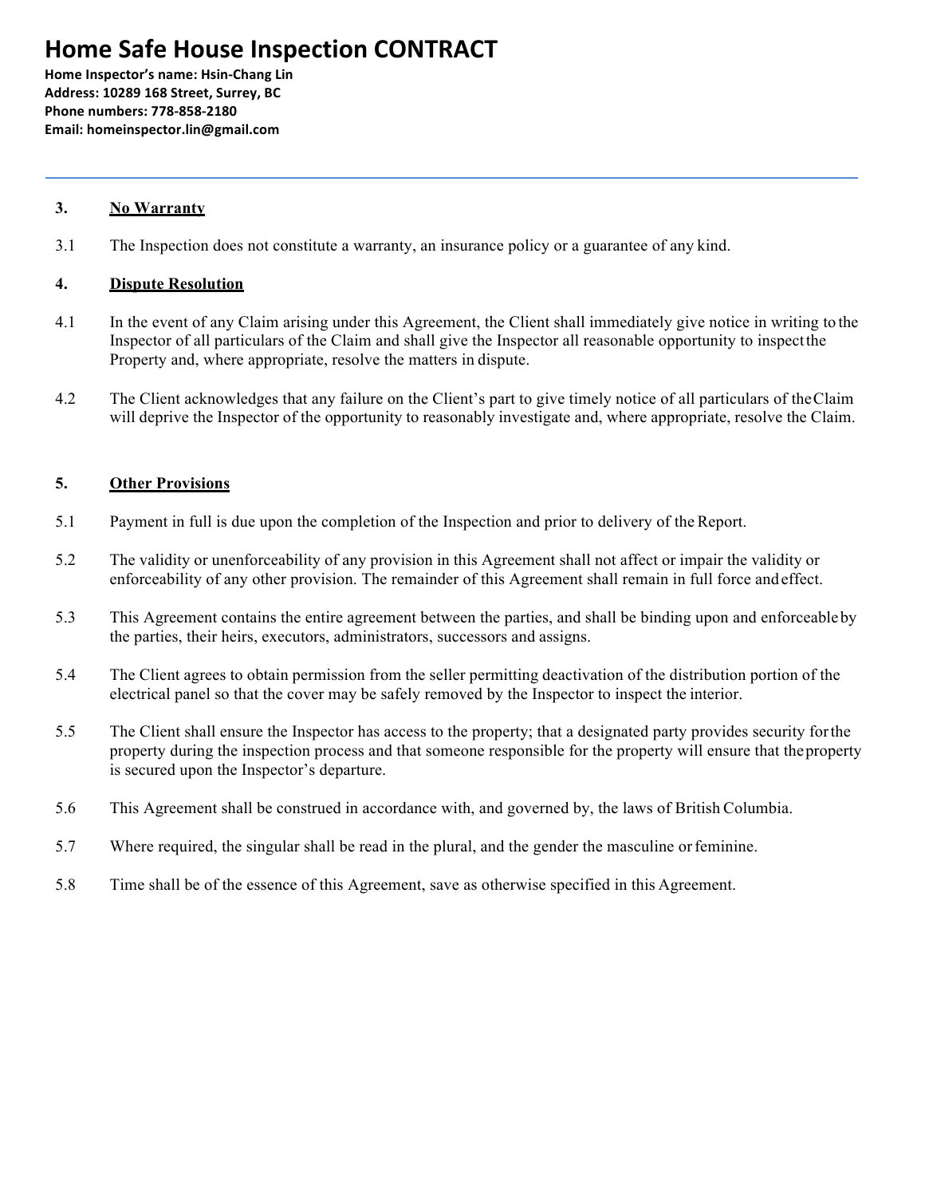# Home Safe House Inspection CONTRACT

**Home Inspector's name: Hsin-Chang Lin**
**Address: 10289 168 Street, Surrey, BC**
**Phone numbers: 778-858-2180**
**Email: homeinspector.lin@gmail.com**

---

## 3. No Warranty

3.1 The Inspection does not constitute a warranty, an insurance policy or a guarantee of any kind.

## 4. Dispute Resolution

4.1 In the event of any Claim arising under this Agreement, the Client shall immediately give notice in writing to the Inspector of all particulars of the Claim and shall give the Inspector all reasonable opportunity to inspect the Property and, where appropriate, resolve the matters in dispute.

4.2 The Client acknowledges that any failure on the Client's part to give timely notice of all particulars of the Claim will deprive the Inspector of the opportunity to reasonably investigate and, where appropriate, resolve the Claim.

## 5. Other Provisions

5.1 Payment in full is due upon the completion of the Inspection and prior to delivery of the Report.

5.2 The validity or unenforceability of any provision in this Agreement shall not affect or impair the validity or enforceability of any other provision. The remainder of this Agreement shall remain in full force and effect.

5.3 This Agreement contains the entire agreement between the parties, and shall be binding upon and enforceable by the parties, their heirs, executors, administrators, successors and assigns.

5.4 The Client agrees to obtain permission from the seller permitting deactivation of the distribution portion of the electrical panel so that the cover may be safely removed by the Inspector to inspect the interior.

5.5 The Client shall ensure the Inspector has access to the property; that a designated party provides security for the property during the inspection process and that someone responsible for the property will ensure that the property is secured upon the Inspector's departure.

5.6 This Agreement shall be construed in accordance with, and governed by, the laws of British Columbia.

5.7 Where required, the singular shall be read in the plural, and the gender the masculine or feminine.

5.8 Time shall be of the essence of this Agreement, save as otherwise specified in this Agreement.